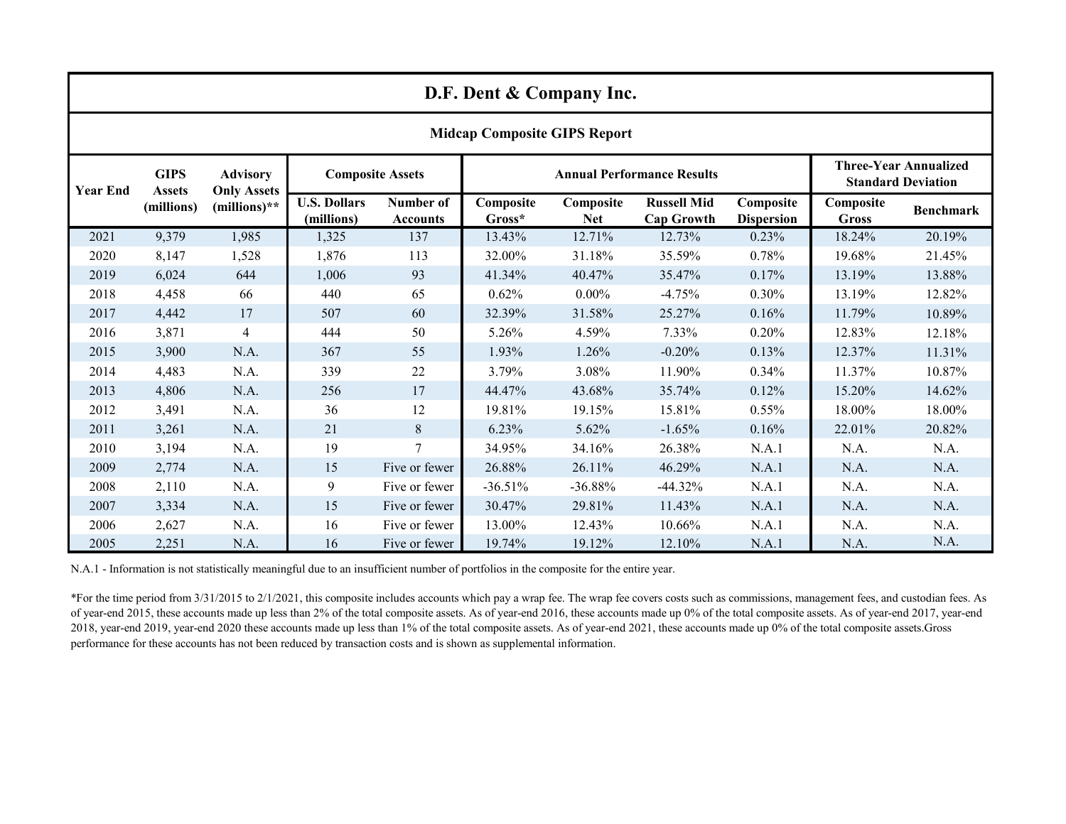# D.F. Dent & Company Inc.

## Midcap Composite GIPS Report

| Year End | GIPS Assets (millions) | Advisory Only Assets (millions)** | Composite Assets | | Annual Performance Results | | | | Three-Year Annualized Standard Deviation | |
|---|---|---|---|---|---|---|---|---|---|---|
| | | | U.S. Dollars (millions) | Number of Accounts | Composite Gross* | Composite Net | Russell Mid Cap Growth | Composite Dispersion | Composite Gross | Benchmark |
| 2021 | 9,379 | 1,985 | 1,325 | 137 | 13.43% | 12.71% | 12.73% | 0.23% | 18.24% | 20.19% |
| 2020 | 8,147 | 1,528 | 1,876 | 113 | 32.00% | 31.18% | 35.59% | 0.78% | 19.68% | 21.45% |
| 2019 | 6,024 | 644 | 1,006 | 93 | 41.34% | 40.47% | 35.47% | 0.17% | 13.19% | 13.88% |
| 2018 | 4,458 | 66 | 440 | 65 | 0.62% | 0.00% | -4.75% | 0.30% | 13.19% | 12.82% |
| 2017 | 4,442 | 17 | 507 | 60 | 32.39% | 31.58% | 25.27% | 0.16% | 11.79% | 10.89% |
| 2016 | 3,871 | 4 | 444 | 50 | 5.26% | 4.59% | 7.33% | 0.20% | 12.83% | 12.18% |
| 2015 | 3,900 | N.A. | 367 | 55 | 1.93% | 1.26% | -0.20% | 0.13% | 12.37% | 11.31% |
| 2014 | 4,483 | N.A. | 339 | 22 | 3.79% | 3.08% | 11.90% | 0.34% | 11.37% | 10.87% |
| 2013 | 4,806 | N.A. | 256 | 17 | 44.47% | 43.68% | 35.74% | 0.12% | 15.20% | 14.62% |
| 2012 | 3,491 | N.A. | 36 | 12 | 19.81% | 19.15% | 15.81% | 0.55% | 18.00% | 18.00% |
| 2011 | 3,261 | N.A. | 21 | 8 | 6.23% | 5.62% | -1.65% | 0.16% | 22.01% | 20.82% |
| 2010 | 3,194 | N.A. | 19 | 7 | 34.95% | 34.16% | 26.38% | N.A.1 | N.A. | N.A. |
| 2009 | 2,774 | N.A. | 15 | Five or fewer | 26.88% | 26.11% | 46.29% | N.A.1 | N.A. | N.A. |
| 2008 | 2,110 | N.A. | 9 | Five or fewer | -36.51% | -36.88% | -44.32% | N.A.1 | N.A. | N.A. |
| 2007 | 3,334 | N.A. | 15 | Five or fewer | 30.47% | 29.81% | 11.43% | N.A.1 | N.A. | N.A. |
| 2006 | 2,627 | N.A. | 16 | Five or fewer | 13.00% | 12.43% | 10.66% | N.A.1 | N.A. | N.A. |
| 2005 | 2,251 | N.A. | 16 | Five or fewer | 19.74% | 19.12% | 12.10% | N.A.1 | N.A. | N.A. |

N.A.1 - Information is not statistically meaningful due to an insufficient number of portfolios in the composite for the entire year.

*For the time period from 3/31/2015 to 2/1/2021, this composite includes accounts which pay a wrap fee. The wrap fee covers costs such as commissions, management fees, and custodian fees. As of year-end 2015, these accounts made up less than 2% of the total composite assets. As of year-end 2016, these accounts made up 0% of the total composite assets. As of year-end 2017, year-end 2018, year-end 2019, year-end 2020 these accounts made up less than 1% of the total composite assets. As of year-end 2021, these accounts made up 0% of the total composite assets.Gross performance for these accounts has not been reduced by transaction costs and is shown as supplemental information.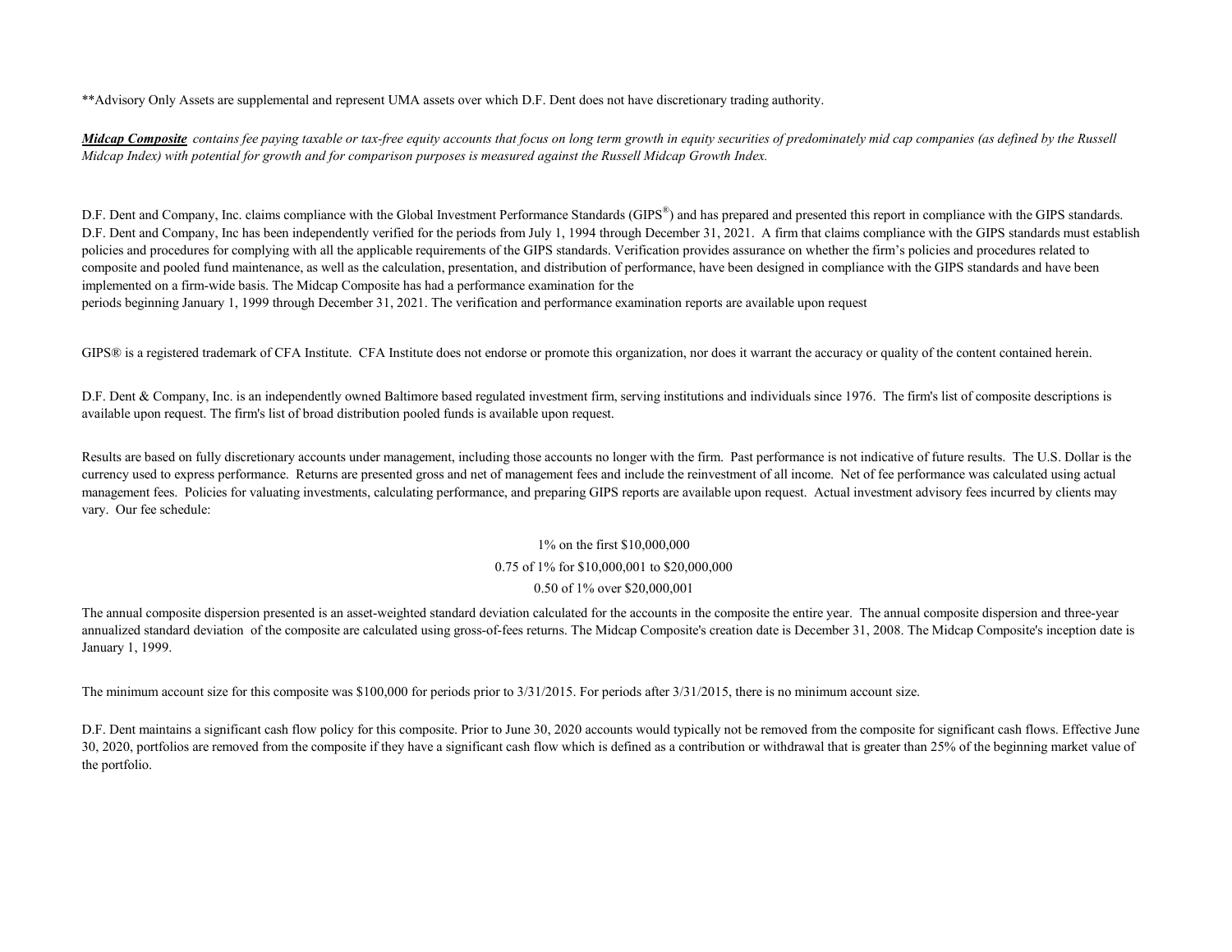**Advisory Only Assets are supplemental and represent UMA assets over which D.F. Dent does not have discretionary trading authority.

***Midcap Composite*** *contains fee paying taxable or tax-free equity accounts that focus on long term growth in equity securities of predominately mid cap companies (as defined by the Russell Midcap Index) with potential for growth and for comparison purposes is measured against the Russell Midcap Growth Index.*

D.F. Dent and Company, Inc. claims compliance with the Global Investment Performance Standards (GIPS®) and has prepared and presented this report in compliance with the GIPS standards. D.F. Dent and Company, Inc has been independently verified for the periods from July 1, 1994 through December 31, 2021. A firm that claims compliance with the GIPS standards must establish policies and procedures for complying with all the applicable requirements of the GIPS standards. Verification provides assurance on whether the firm's policies and procedures related to composite and pooled fund maintenance, as well as the calculation, presentation, and distribution of performance, have been designed in compliance with the GIPS standards and have been implemented on a firm-wide basis. The Midcap Composite has had a performance examination for the periods beginning January 1, 1999 through December 31, 2021. The verification and performance examination reports are available upon request

GIPS® is a registered trademark of CFA Institute. CFA Institute does not endorse or promote this organization, nor does it warrant the accuracy or quality of the content contained herein.

D.F. Dent & Company, Inc. is an independently owned Baltimore based regulated investment firm, serving institutions and individuals since 1976. The firm's list of composite descriptions is available upon request. The firm's list of broad distribution pooled funds is available upon request.

Results are based on fully discretionary accounts under management, including those accounts no longer with the firm. Past performance is not indicative of future results. The U.S. Dollar is the currency used to express performance. Returns are presented gross and net of management fees and include the reinvestment of all income. Net of fee performance was calculated using actual management fees. Policies for valuating investments, calculating performance, and preparing GIPS reports are available upon request. Actual investment advisory fees incurred by clients may vary. Our fee schedule:

1% on the first $10,000,000

0.75 of 1% for $10,000,001 to $20,000,000

0.50 of 1% over $20,000,001

The annual composite dispersion presented is an asset-weighted standard deviation calculated for the accounts in the composite the entire year. The annual composite dispersion and three-year annualized standard deviation of the composite are calculated using gross-of-fees returns. The Midcap Composite's creation date is December 31, 2008. The Midcap Composite's inception date is January 1, 1999.

The minimum account size for this composite was $100,000 for periods prior to 3/31/2015. For periods after 3/31/2015, there is no minimum account size.

D.F. Dent maintains a significant cash flow policy for this composite. Prior to June 30, 2020 accounts would typically not be removed from the composite for significant cash flows. Effective June 30, 2020, portfolios are removed from the composite if they have a significant cash flow which is defined as a contribution or withdrawal that is greater than 25% of the beginning market value of the portfolio.